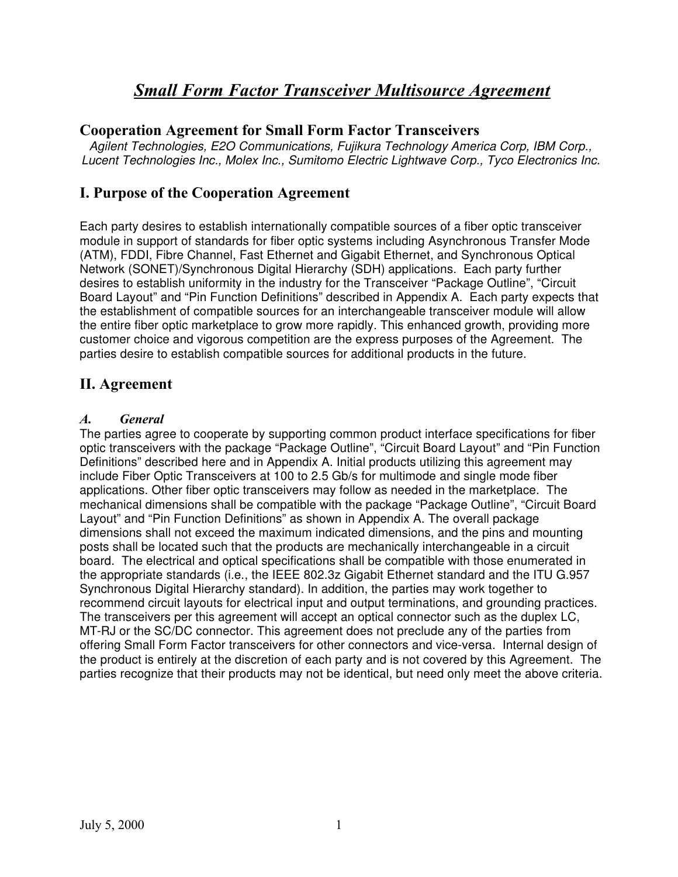# *Small Form Factor Transceiver Multisource Agreement*

## Cooperation Agreement for Small Form Factor Transceivers

*Agilent Technologies, E2O Communications, Fujikura Technology America Corp, IBM Corp., Lucent Technologies Inc., Molex Inc., Sumitomo Electric Lightwave Corp., Tyco Electronics Inc.*

## I. Purpose of the Cooperation Agreement

Each party desires to establish internationally compatible sources of a fiber optic transceiver module in support of standards for fiber optic systems including Asynchronous Transfer Mode (ATM), FDDI, Fibre Channel, Fast Ethernet and Gigabit Ethernet, and Synchronous Optical Network (SONET)/Synchronous Digital Hierarchy (SDH) applications. Each party further desires to establish uniformity in the industry for the Transceiver "Package Outline", "Circuit Board Layout" and "Pin Function Definitions" described in Appendix A. Each party expects that the establishment of compatible sources for an interchangeable transceiver module will allow the entire fiber optic marketplace to grow more rapidly. This enhanced growth, providing more customer choice and vigorous competition are the express purposes of the Agreement. The parties desire to establish compatible sources for additional products in the future.

## II. Agreement

### *A. General*

The parties agree to cooperate by supporting common product interface specifications for fiber optic transceivers with the package "Package Outline", "Circuit Board Layout" and "Pin Function Definitions" described here and in Appendix A. Initial products utilizing this agreement may include Fiber Optic Transceivers at 100 to 2.5 Gb/s for multimode and single mode fiber applications. Other fiber optic transceivers may follow as needed in the marketplace. The mechanical dimensions shall be compatible with the package "Package Outline", "Circuit Board Layout" and "Pin Function Definitions" as shown in Appendix A. The overall package dimensions shall not exceed the maximum indicated dimensions, and the pins and mounting posts shall be located such that the products are mechanically interchangeable in a circuit board. The electrical and optical specifications shall be compatible with those enumerated in the appropriate standards (i.e., the IEEE 802.3z Gigabit Ethernet standard and the ITU G.957 Synchronous Digital Hierarchy standard). In addition, the parties may work together to recommend circuit layouts for electrical input and output terminations, and grounding practices. The transceivers per this agreement will accept an optical connector such as the duplex LC, MT-RJ or the SC/DC connector. This agreement does not preclude any of the parties from offering Small Form Factor transceivers for other connectors and vice-versa. Internal design of the product is entirely at the discretion of each party and is not covered by this Agreement. The parties recognize that their products may not be identical, but need only meet the above criteria.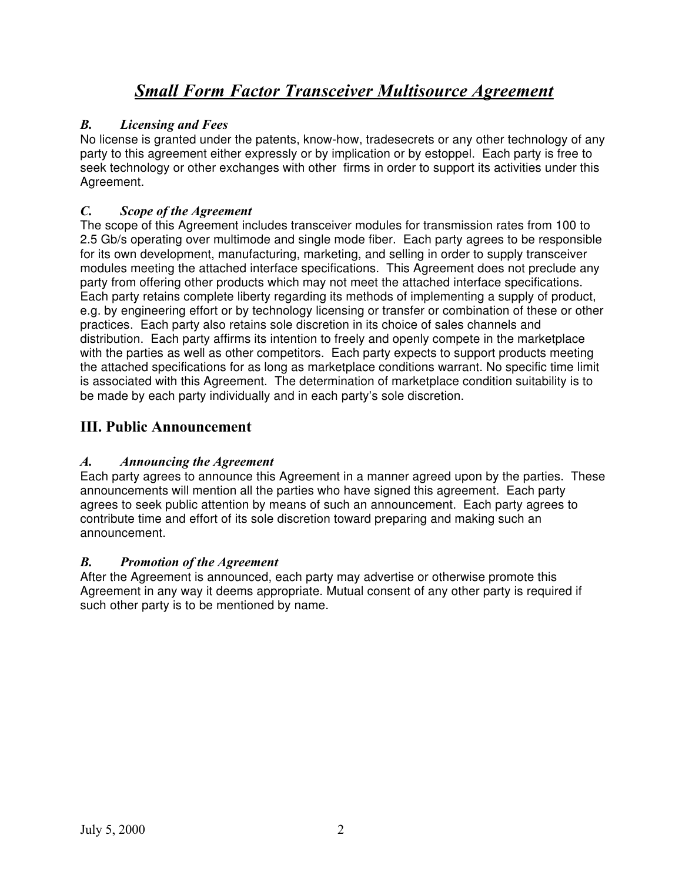## *Small Form Factor Transceiver Multisource Agreement*

### *B. Licensing and Fees*

No license is granted under the patents, know-how, tradesecrets or any other technology of any party to this agreement either expressly or by implication or by estoppel. Each party is free to seek technology or other exchanges with other firms in order to support its activities under this Agreement.

### *C. Scope of the Agreement*

The scope of this Agreement includes transceiver modules for transmission rates from 100 to 2.5 Gb/s operating over multimode and single mode fiber. Each party agrees to be responsible for its own development, manufacturing, marketing, and selling in order to supply transceiver modules meeting the attached interface specifications. This Agreement does not preclude any party from offering other products which may not meet the attached interface specifications. Each party retains complete liberty regarding its methods of implementing a supply of product, e.g. by engineering effort or by technology licensing or transfer or combination of these or other practices. Each party also retains sole discretion in its choice of sales channels and distribution. Each party affirms its intention to freely and openly compete in the marketplace with the parties as well as other competitors. Each party expects to support products meeting the attached specifications for as long as marketplace conditions warrant. No specific time limit is associated with this Agreement. The determination of marketplace condition suitability is to be made by each party individually and in each party's sole discretion.

## III. Public Announcement

### *A. Announcing the Agreement*

Each party agrees to announce this Agreement in a manner agreed upon by the parties. These announcements will mention all the parties who have signed this agreement. Each party agrees to seek public attention by means of such an announcement. Each party agrees to contribute time and effort of its sole discretion toward preparing and making such an announcement.

### *B. Promotion of the Agreement*

After the Agreement is announced, each party may advertise or otherwise promote this Agreement in any way it deems appropriate. Mutual consent of any other party is required if such other party is to be mentioned by name.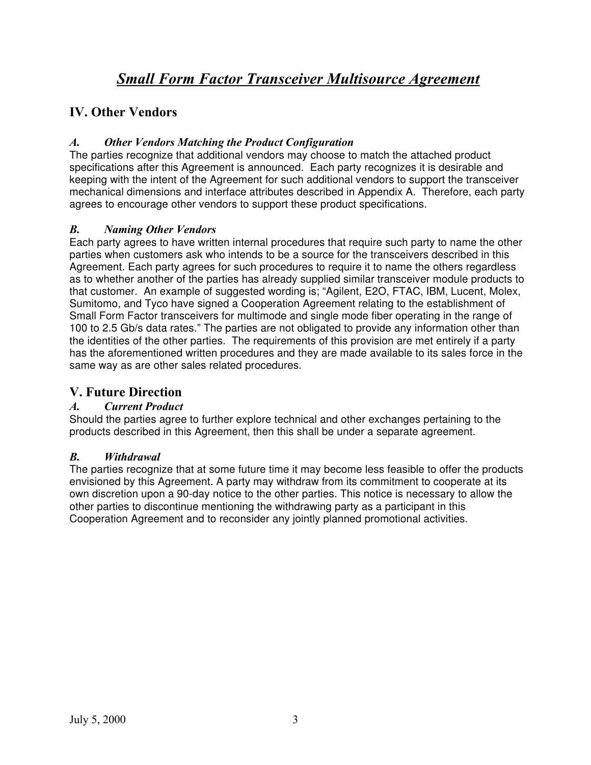# *Small Form Factor Transceiver Multisource Agreement*

## IV. Other Vendors

### *A. Other Vendors Matching the Product Configuration*

The parties recognize that additional vendors may choose to match the attached product specifications after this Agreement is announced. Each party recognizes it is desirable and keeping with the intent of the Agreement for such additional vendors to support the transceiver mechanical dimensions and interface attributes described in Appendix A. Therefore, each party agrees to encourage other vendors to support these product specifications.

### *B. Naming Other Vendors*

Each party agrees to have written internal procedures that require such party to name the other parties when customers ask who intends to be a source for the transceivers described in this Agreement. Each party agrees for such procedures to require it to name the others regardless as to whether another of the parties has already supplied similar transceiver module products to that customer. An example of suggested wording is; "Agilent, E2O, FTAC, IBM, Lucent, Molex, Sumitomo, and Tyco have signed a Cooperation Agreement relating to the establishment of Small Form Factor transceivers for multimode and single mode fiber operating in the range of 100 to 2.5 Gb/s data rates." The parties are not obligated to provide any information other than the identities of the other parties. The requirements of this provision are met entirely if a party has the aforementioned written procedures and they are made available to its sales force in the same way as are other sales related procedures.

## V. Future Direction

### *A. Current Product*

Should the parties agree to further explore technical and other exchanges pertaining to the products described in this Agreement, then this shall be under a separate agreement.

### *B. Withdrawal*

The parties recognize that at some future time it may become less feasible to offer the products envisioned by this Agreement. A party may withdraw from its commitment to cooperate at its own discretion upon a 90-day notice to the other parties. This notice is necessary to allow the other parties to discontinue mentioning the withdrawing party as a participant in this Cooperation Agreement and to reconsider any jointly planned promotional activities.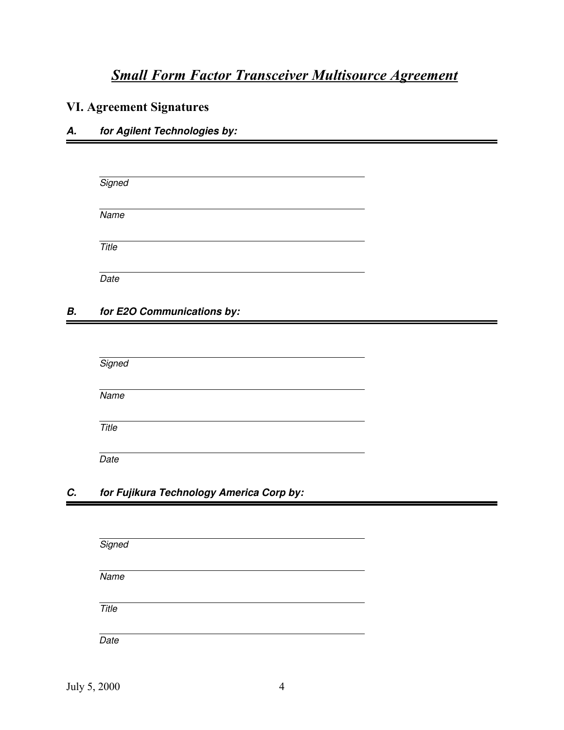# *Small Form Factor Transceiver Multisource Agreement*

## VI. Agreement Signatures

### A. *for Agilent Technologies by:*

\_\_\_\_\_\_\_\_\_\_\_\_\_\_\_\_\_\_\_\_\_\_\_\_\_\_\_\_\_\_\_\_\_\_\_\_\_\_\_\_
*Signed*

\_\_\_\_\_\_\_\_\_\_\_\_\_\_\_\_\_\_\_\_\_\_\_\_\_\_\_\_\_\_\_\_\_\_\_\_\_\_\_\_
*Name*

\_\_\_\_\_\_\_\_\_\_\_\_\_\_\_\_\_\_\_\_\_\_\_\_\_\_\_\_\_\_\_\_\_\_\_\_\_\_\_\_
*Title*

\_\_\_\_\_\_\_\_\_\_\_\_\_\_\_\_\_\_\_\_\_\_\_\_\_\_\_\_\_\_\_\_\_\_\_\_\_\_\_\_
*Date*

### B. *for E2O Communications by:*

\_\_\_\_\_\_\_\_\_\_\_\_\_\_\_\_\_\_\_\_\_\_\_\_\_\_\_\_\_\_\_\_\_\_\_\_\_\_\_\_
*Signed*

\_\_\_\_\_\_\_\_\_\_\_\_\_\_\_\_\_\_\_\_\_\_\_\_\_\_\_\_\_\_\_\_\_\_\_\_\_\_\_\_
*Name*

\_\_\_\_\_\_\_\_\_\_\_\_\_\_\_\_\_\_\_\_\_\_\_\_\_\_\_\_\_\_\_\_\_\_\_\_\_\_\_\_
*Title*

\_\_\_\_\_\_\_\_\_\_\_\_\_\_\_\_\_\_\_\_\_\_\_\_\_\_\_\_\_\_\_\_\_\_\_\_\_\_\_\_
*Date*

### C. *for Fujikura Technology America Corp by:*

\_\_\_\_\_\_\_\_\_\_\_\_\_\_\_\_\_\_\_\_\_\_\_\_\_\_\_\_\_\_\_\_\_\_\_\_\_\_\_\_
*Signed*

\_\_\_\_\_\_\_\_\_\_\_\_\_\_\_\_\_\_\_\_\_\_\_\_\_\_\_\_\_\_\_\_\_\_\_\_\_\_\_\_
*Name*

\_\_\_\_\_\_\_\_\_\_\_\_\_\_\_\_\_\_\_\_\_\_\_\_\_\_\_\_\_\_\_\_\_\_\_\_\_\_\_\_
*Title*

\_\_\_\_\_\_\_\_\_\_\_\_\_\_\_\_\_\_\_\_\_\_\_\_\_\_\_\_\_\_\_\_\_\_\_\_\_\_\_\_
*Date*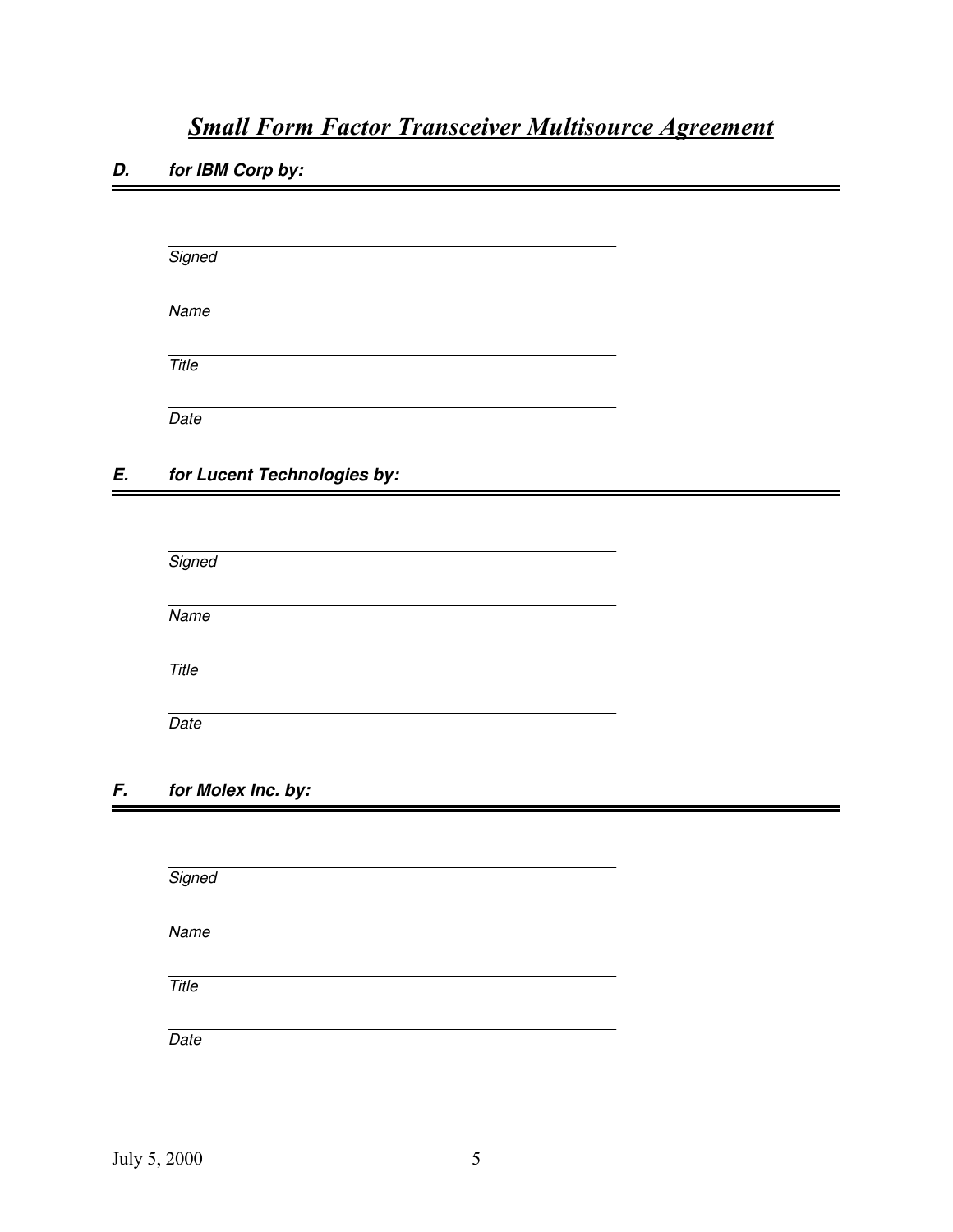# *Small Form Factor Transceiver Multisource Agreement*

## ***D. for IBM Corp by:***

\_\_\_\_\_\_\_\_\_\_\_\_\_\_\_\_\_\_\_\_\_\_\_\_\_\_\_\_\_\_\_\_\_\_\_\_\_\_\_\_
*Signed*

\_\_\_\_\_\_\_\_\_\_\_\_\_\_\_\_\_\_\_\_\_\_\_\_\_\_\_\_\_\_\_\_\_\_\_\_\_\_\_\_
*Name*

\_\_\_\_\_\_\_\_\_\_\_\_\_\_\_\_\_\_\_\_\_\_\_\_\_\_\_\_\_\_\_\_\_\_\_\_\_\_\_\_
*Title*

\_\_\_\_\_\_\_\_\_\_\_\_\_\_\_\_\_\_\_\_\_\_\_\_\_\_\_\_\_\_\_\_\_\_\_\_\_\_\_\_
*Date*

## ***E. for Lucent Technologies by:***

\_\_\_\_\_\_\_\_\_\_\_\_\_\_\_\_\_\_\_\_\_\_\_\_\_\_\_\_\_\_\_\_\_\_\_\_\_\_\_\_
*Signed*

\_\_\_\_\_\_\_\_\_\_\_\_\_\_\_\_\_\_\_\_\_\_\_\_\_\_\_\_\_\_\_\_\_\_\_\_\_\_\_\_
*Name*

\_\_\_\_\_\_\_\_\_\_\_\_\_\_\_\_\_\_\_\_\_\_\_\_\_\_\_\_\_\_\_\_\_\_\_\_\_\_\_\_
*Title*

\_\_\_\_\_\_\_\_\_\_\_\_\_\_\_\_\_\_\_\_\_\_\_\_\_\_\_\_\_\_\_\_\_\_\_\_\_\_\_\_
*Date*

## ***F. for Molex Inc. by:***

\_\_\_\_\_\_\_\_\_\_\_\_\_\_\_\_\_\_\_\_\_\_\_\_\_\_\_\_\_\_\_\_\_\_\_\_\_\_\_\_
*Signed*

\_\_\_\_\_\_\_\_\_\_\_\_\_\_\_\_\_\_\_\_\_\_\_\_\_\_\_\_\_\_\_\_\_\_\_\_\_\_\_\_
*Name*

\_\_\_\_\_\_\_\_\_\_\_\_\_\_\_\_\_\_\_\_\_\_\_\_\_\_\_\_\_\_\_\_\_\_\_\_\_\_\_\_
*Title*

\_\_\_\_\_\_\_\_\_\_\_\_\_\_\_\_\_\_\_\_\_\_\_\_\_\_\_\_\_\_\_\_\_\_\_\_\_\_\_\_
*Date*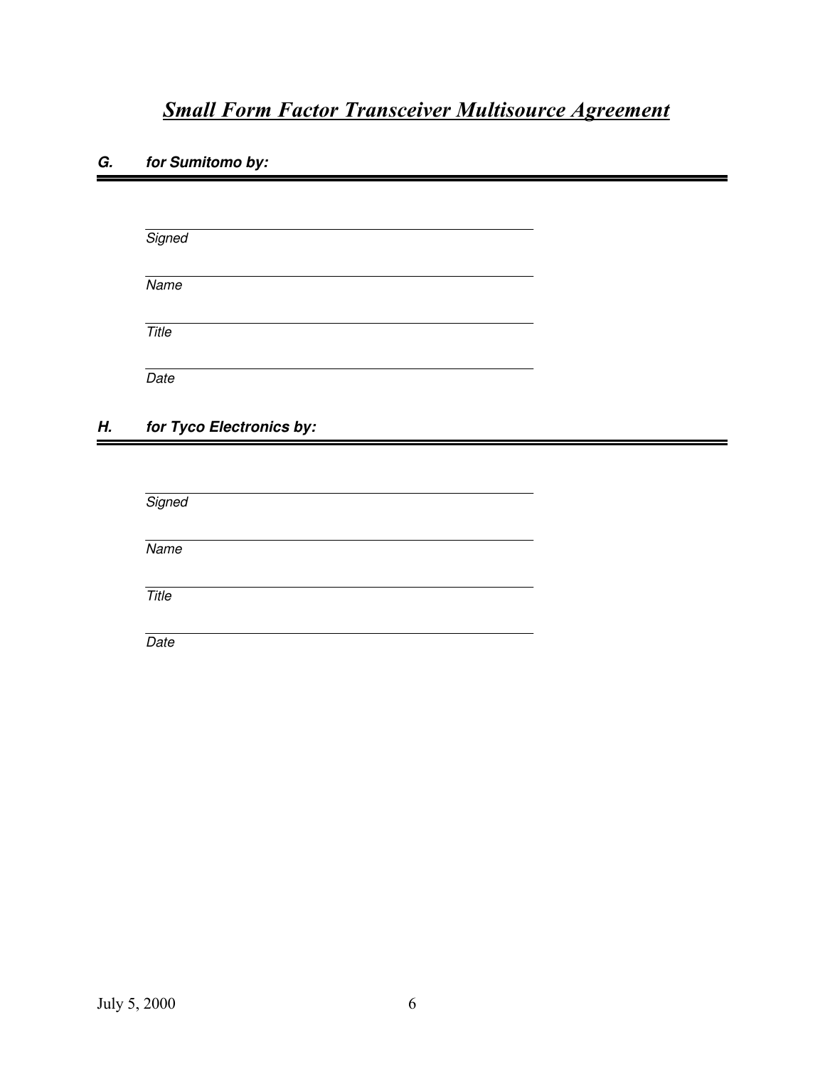# *Small Form Factor Transceiver Multisource Agreement*

### ***G. for Sumitomo by:***

---

______________________________________________
*Signed*

______________________________________________
*Name*

______________________________________________
*Title*

______________________________________________
*Date*

### ***H. for Tyco Electronics by:***

---

______________________________________________
*Signed*

______________________________________________
*Name*

______________________________________________
*Title*

______________________________________________
*Date*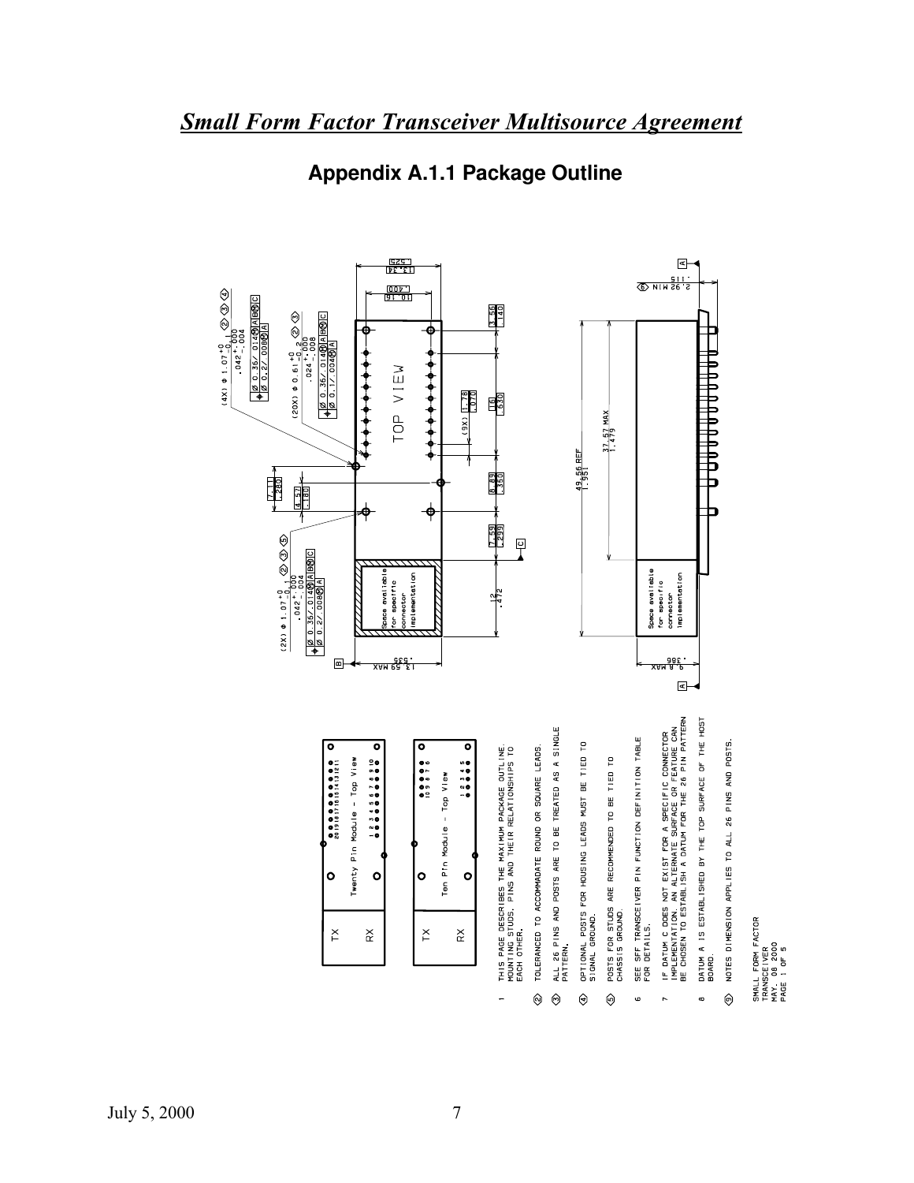# *Small Form Factor Transceiver Multisource Agreement*

## Appendix A.1.1 Package Outline

1. THIS PAGE DESCRIBES THE MAXIMUM PACKAGE OUTLINE, MOUNTING STUDS, PINS AND THEIR RELATIONSHIPS TO EACH OTHER.
2. TOLERANCED TO ACCOMMODATE ROUND OR SQUARE LEADS.
3. ALL 26 PINS AND POSTS ARE TO BE TREATED AS A SINGLE PATTERN.
4. OPTIONAL POSTS FOR HOUSING LEADS MUST BE TIED TO SIGNAL GROUND.
5. POSTS FOR STUDS ARE RECOMMENDED TO BE TIED TO CHASSIS GROUND.
6. SEE SFF TRANSCEIVER PIN FUNCTION DEFINITION TABLE FOR DETAILS.
7. IF DATUM C DOES NOT EXIST FOR A SPECIFIC CONNECTOR IMPLEMENTATION, AN ALTERNATE SURFACE OR FEATURE CAN BE CHOSEN TO ESTABLISH A DATUM FOR THE 26 PIN PATTERN.
8. DATUM A IS ESTABLISHED BY THE TOP SURFACE OF THE HOST BOARD.
9. NOTES DIMENSION APPLIES TO ALL 26 PINS AND POSTS.

SMALL FORM FACTOR TRANSCEIVER
MAY. 08 2000
PAGE 1 OF 5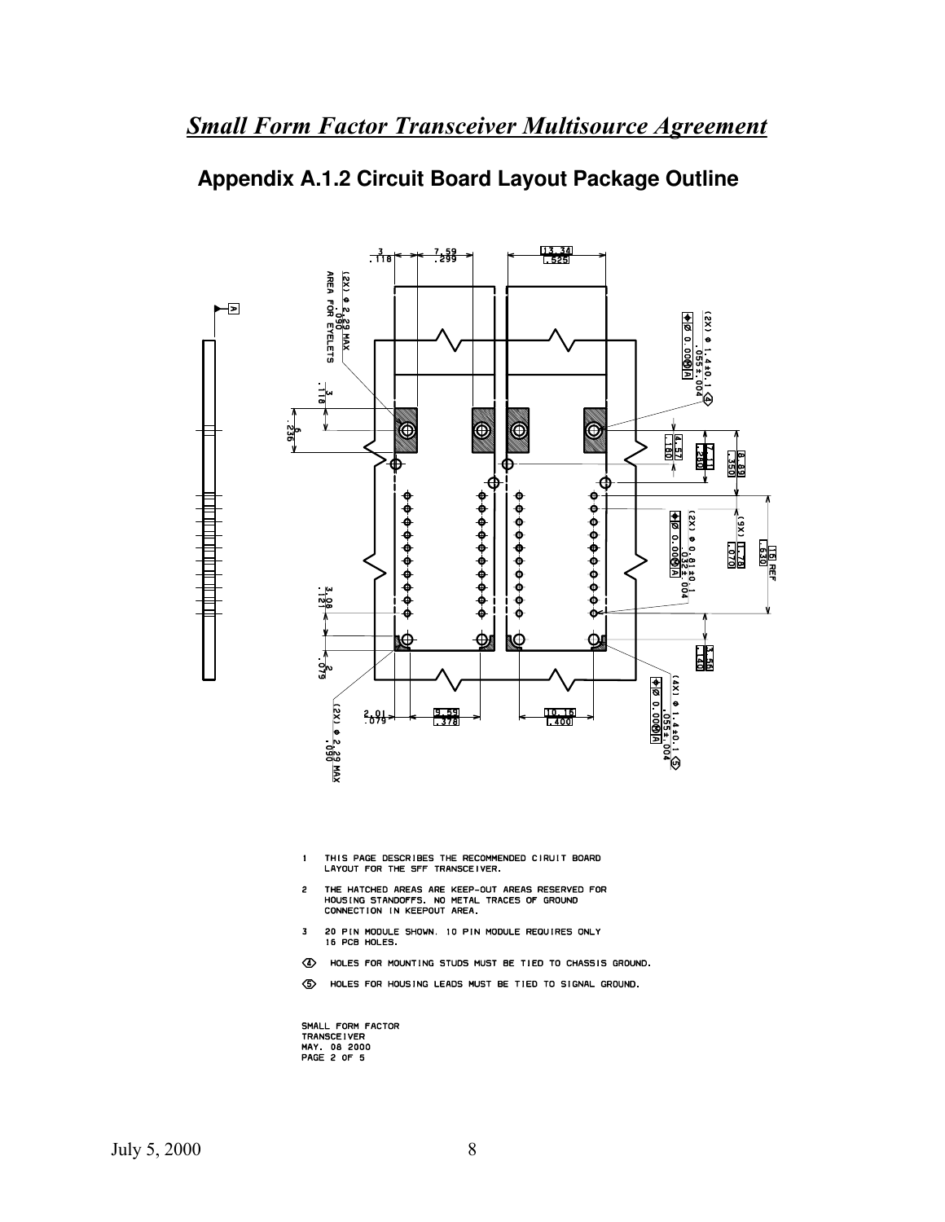## Appendix A.1.2 Circuit Board Layout Package Outline

1. THIS PAGE DESCRIBES THE RECOMMENDED CIRUIT BOARD LAYOUT FOR THE SFF TRANSCEIVER.
2. THE HATCHED AREAS ARE KEEP-OUT AREAS RESERVED FOR HOUSING STANDOFFS. NO METAL TRACES OF GROUND CONNECTION IN KEEPOUT AREA.
3. 20 PIN MODULE SHOWN. 10 PIN MODULE REQUIRES ONLY 16 PCB HOLES.

⟨4⟩ HOLES FOR MOUNTING STUDS MUST BE TIED TO CHASSIS GROUND.

⟨5⟩ HOLES FOR HOUSING LEADS MUST BE TIED TO SIGNAL GROUND.

SMALL FORM FACTOR
TRANSCEIVER
MAY. 08 2000
PAGE 2 OF 5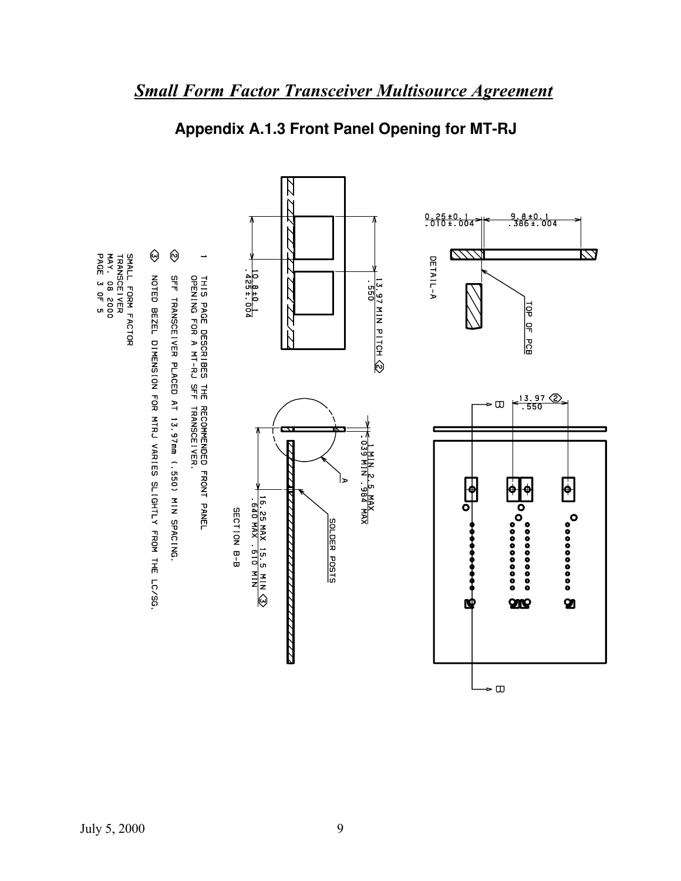## Appendix A.1.3 Front Panel Opening for MT-RJ

0.25±0.1
.010±.004

9.8±0.1
.386±.004

DETAIL-A

TOP OF PCB

13.97 ⟨2⟩
.550

B

B

13.97 MIN PITCH ⟨2⟩
.550

10.8±0.1
.425±.004

1 MIN 2.5 MAX
.039 MIN .984 MAX

A

SOLDER POSTS

16.25 MAX 15.5 MIN ⟨3⟩
.640 MAX .610 MIN

SECTION B-B

1. THIS PAGE DESCRIBES THE RECOMMENDED FRONT PANEL OPENING FOR A MT-RJ SFF TRANSCEIVER.

⟨2⟩ SFF TRANSCEIVER PLACED AT 13.97mm (.550) MIN SPACING.

⟨3⟩ NOTED BEZEL DIMENSION FOR MTRJ VARIES SLIGHTLY FROM THE LC/SG.

SMALL FORM FACTOR
TRANSCEIVER
MAY. 08 2000
PAGE 3 OF 5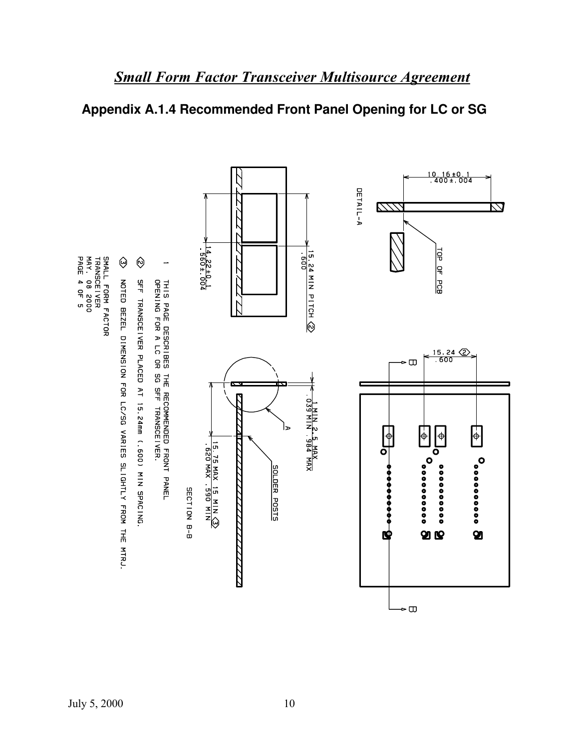# *Small Form Factor Transceiver Multisource Agreement*

## Appendix A.1.4 Recommended Front Panel Opening for LC or SG

DETAIL-A

10.16±0.1
.400±.004

TOP OF PCB

15.24 ⟨2⟩
.600

B

B

15.24 MIN PITCH ⟨2⟩
.600

14.22±0.1
.560±.004

1 MIN 2.5 MAX
.039 MIN .984 MAX

A

SOLDER POSTS

15.75 MAX 15 MIN ⟨3⟩
.620 MAX .590 MIN

SECTION B-B

1 THIS PAGE DESCRIBES THE RECOMMENDED FRONT PANEL OPENING FOR A LC OR SG SFF TRANSCEIVER.

⟨2⟩ SFF TRANSCEIVER PLACED AT 15.24mm (.600) MIN SPACING.

⟨3⟩ NOTED BEZEL DIMENSION FOR LC/SG VARIES SLIGHTLY FROM THE MTRJ.

SMALL FORM FACTOR
TRANSCEIVER
MAY. 08 2000
PAGE 4 OF 5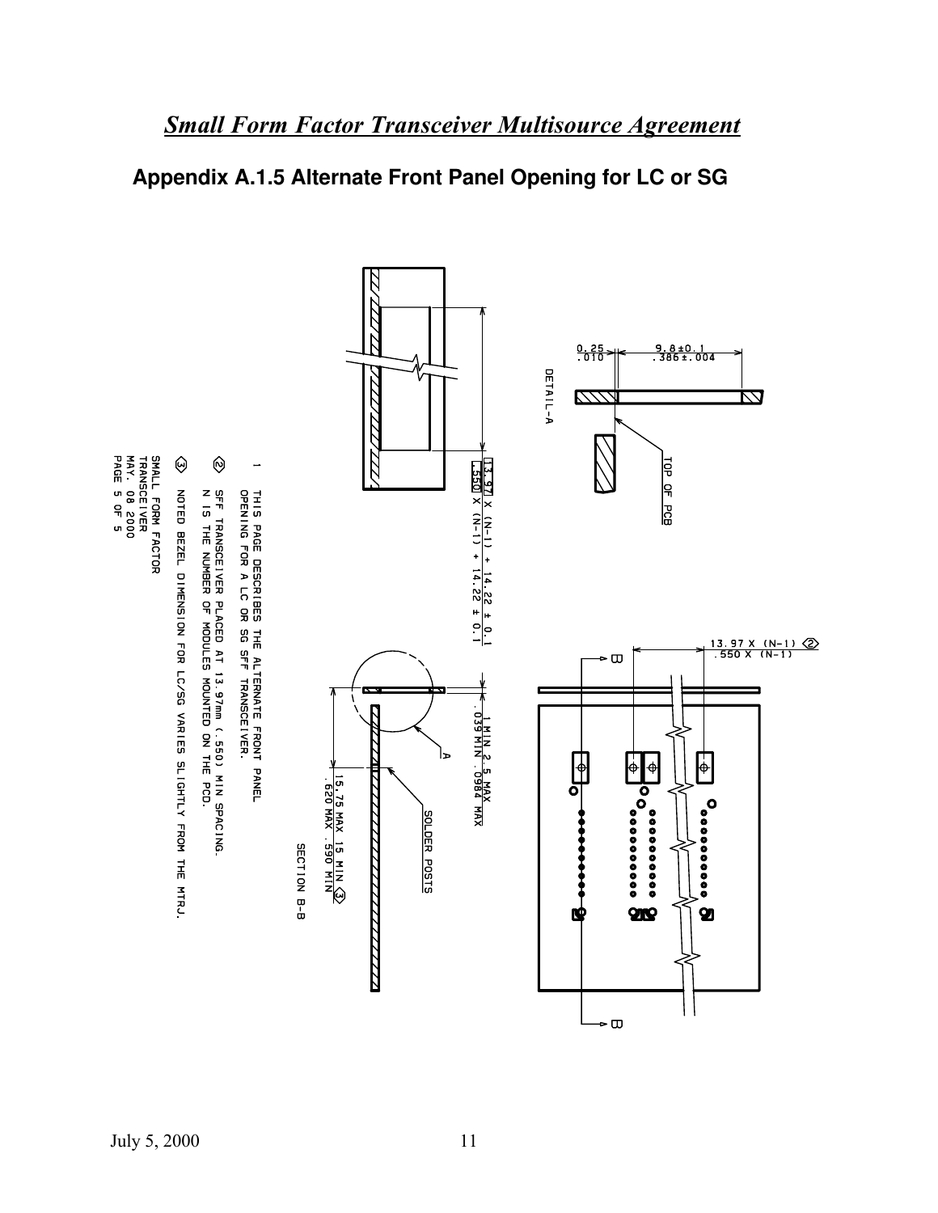*Small Form Factor Transceiver Multisource Agreement*

## Appendix A.1.5 Alternate Front Panel Opening for LC or SG

0.25 / .010

9.8±0.1 / .386±.004

DETAIL-A

TOP OF PCB

13.97 X (N-1) ② / .550 X (N-1)

B

B

13.97 X (N-1) + 14.22 ± 0.1 / .550 X (N-1) + 14.22 ± 0.1

1 MIN 2.5 MAX / .039 MIN .0984 MAX

A

SOLDER POSTS

15.75 MAX 15 MIN ③ / .620 MAX .590 MIN

SECTION B-B

1 THIS PAGE DESCRIBES THE ALTERNATE FRONT PANEL OPENING FOR A LC OR SG SFF TRANSCEIVER.

② SFF TRANSCEIVER PLACED AT 13.97mm (.550) MIN SPACING. N IS THE NUMBER OF MODULES MOUNTED ON THE PCB.

③ NOTED BEZEL DIMENSION FOR LC/SG VARIES SLIGHTLY FROM THE MTRJ.

SMALL FORM FACTOR TRANSCEIVER
MAY. 08 2000
PAGE 5 OF 5

July 5, 2000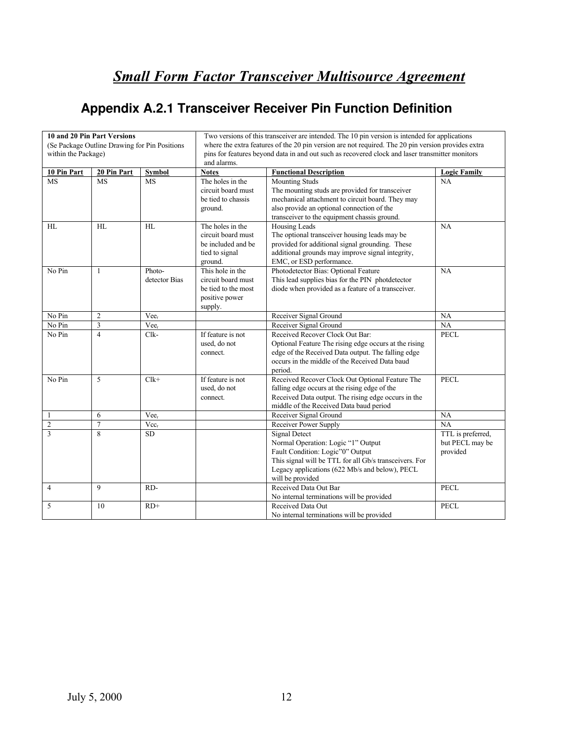# *Small Form Factor Transceiver Multisource Agreement*

## Appendix A.2.1 Transceiver Receiver Pin Function Definition

| **10 and 20 Pin Part Versions** (Se Package Outline Drawing for Pin Positions within the Package) | | | Two versions of this transceiver are intended. The 10 pin version is intended for applications where the extra features of the 20 pin version are not required. The 20 pin version provides extra pins for features beyond data in and out such as recovered clock and laser transmitter monitors and alarms. | | |
|---|---|---|---|---|---|
| **10 Pin Part** | **20 Pin Part** | **Symbol** | **Notes** | **Functional Description** | **Logic Family** |
| MS | MS | MS | The holes in the circuit board must be tied to chassis ground. | Mounting Studs<br>The mounting studs are provided for transceiver mechanical attachment to circuit board. They may also provide an optional connection of the transceiver to the equipment chassis ground. | NA |
| HL | HL | HL | The holes in the circuit board must be included and be tied to signal ground. | Housing Leads<br>The optional transceiver housing leads may be provided for additional signal grounding. These additional grounds may improve signal integrity, EMC, or ESD performance. | NA |
| No Pin | 1 | Photo-detector Bias | This hole in the circuit board must be tied to the most positive power supply. | Photodetector Bias: Optional Feature<br>This lead supplies bias for the PIN photdetector diode when provided as a feature of a transceiver. | NA |
| No Pin | 2 | $Vee_r$ | | Receiver Signal Ground | NA |
| No Pin | 3 | $Vee_r$ | | Receiver Signal Ground | NA |
| No Pin | 4 | Clk- | If feature is not used, do not connect. | Received Recover Clock Out Bar:<br>Optional Feature The rising edge occurs at the rising edge of the Received Data output. The falling edge occurs in the middle of the Received Data baud period. | PECL |
| No Pin | 5 | Clk+ | If feature is not used, do not connect. | Received Recover Clock Out Optional Feature The falling edge occurs at the rising edge of the Received Data output. The rising edge occurs in the middle of the Received Data baud period | PECL |
| 1 | 6 | $Vee_r$ | | Receiver Signal Ground | NA |
| 2 | 7 | $Vcc_r$ | | Receiver Power Supply | NA |
| 3 | 8 | SD | | Signal Detect<br>Normal Operation: Logic "1" Output<br>Fault Condition: Logic"0" Output<br>This signal will be TTL for all Gb/s transceivers. For Legacy applications (622 Mb/s and below), PECL will be provided | TTL is preferred, but PECL may be provided |
| 4 | 9 | RD- | | Received Data Out Bar<br>No internal terminations will be provided | PECL |
| 5 | 10 | RD+ | | Received Data Out<br>No internal terminations will be provided | PECL |

July 5, 2000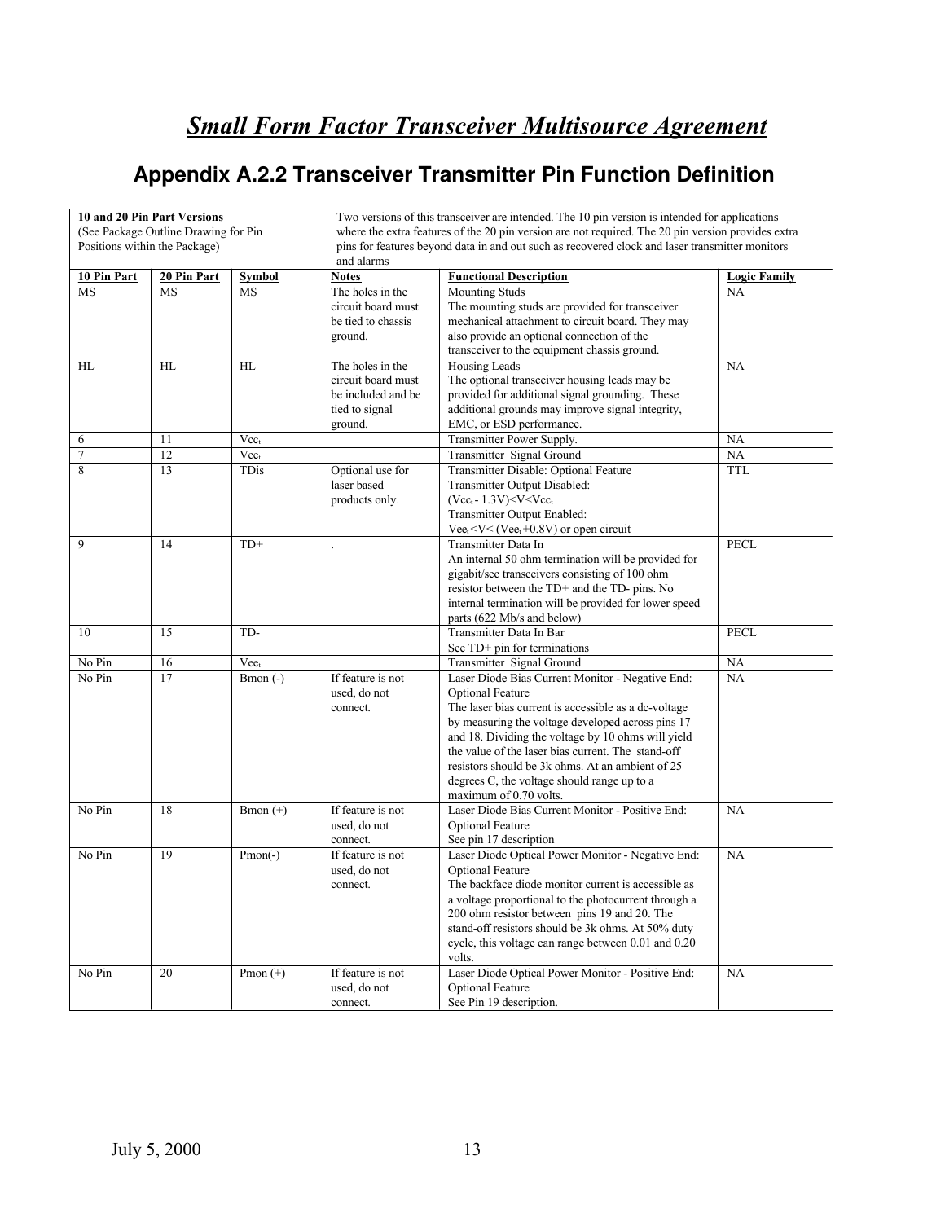# *Small Form Factor Transceiver Multisource Agreement*

## Appendix A.2.2 Transceiver Transmitter Pin Function Definition

| **10 and 20 Pin Part Versions** (See Package Outline Drawing for Pin Positions within the Package) | | | Two versions of this transceiver are intended. The 10 pin version is intended for applications where the extra features of the 20 pin version are not required. The 20 pin version provides extra pins for features beyond data in and out such as recovered clock and laser transmitter monitors and alarms | | |
|---|---|---|---|---|---|
| **10 Pin Part** | **20 Pin Part** | **Symbol** | **Notes** | **Functional Description** | **Logic Family** |
| MS | MS | MS | The holes in the circuit board must be tied to chassis ground. | Mounting Studs<br>The mounting studs are provided for transceiver mechanical attachment to circuit board. They may also provide an optional connection of the transceiver to the equipment chassis ground. | NA |
| HL | HL | HL | The holes in the circuit board must be included and be tied to signal ground. | Housing Leads<br>The optional transceiver housing leads may be provided for additional signal grounding. These additional grounds may improve signal integrity, EMC, or ESD performance. | NA |
| 6 | 11 | $Vcc_t$ | | Transmitter Power Supply. | NA |
| 7 | 12 | $Vee_t$ | | Transmitter Signal Ground | NA |
| 8 | 13 | TDis | Optional use for laser based products only. | Transmitter Disable: Optional Feature<br>Transmitter Output Disabled:<br>$(Vcc_t - 1.3V)<V<Vcc_t$<br>Transmitter Output Enabled:<br>$Vee_t<V<(Vee_t+0.8V)$ or open circuit | TTL |
| 9 | 14 | TD+ | . | Transmitter Data In<br>An internal 50 ohm termination will be provided for gigabit/sec transceivers consisting of 100 ohm resistor between the TD+ and the TD- pins. No internal termination will be provided for lower speed parts (622 Mb/s and below) | PECL |
| 10 | 15 | TD- | | Transmitter Data In Bar<br>See TD+ pin for terminations | PECL |
| No Pin | 16 | $Vee_t$ | | Transmitter Signal Ground | NA |
| No Pin | 17 | Bmon (-) | If feature is not used, do not connect. | Laser Diode Bias Current Monitor - Negative End: Optional Feature<br>The laser bias current is accessible as a dc-voltage by measuring the voltage developed across pins 17 and 18. Dividing the voltage by 10 ohms will yield the value of the laser bias current. The stand-off resistors should be 3k ohms. At an ambient of 25 degrees C, the voltage should range up to a maximum of 0.70 volts. | NA |
| No Pin | 18 | Bmon (+) | If feature is not used, do not connect. | Laser Diode Bias Current Monitor - Positive End: Optional Feature<br>See pin 17 description | NA |
| No Pin | 19 | Pmon(-) | If feature is not used, do not connect. | Laser Diode Optical Power Monitor - Negative End: Optional Feature<br>The backface diode monitor current is accessible as a voltage proportional to the photocurrent through a 200 ohm resistor between pins 19 and 20. The stand-off resistors should be 3k ohms. At 50% duty cycle, this voltage can range between 0.01 and 0.20 volts. | NA |
| No Pin | 20 | Pmon (+) | If feature is not used, do not connect. | Laser Diode Optical Power Monitor - Positive End: Optional Feature<br>See Pin 19 description. | NA |

July 5, 2000